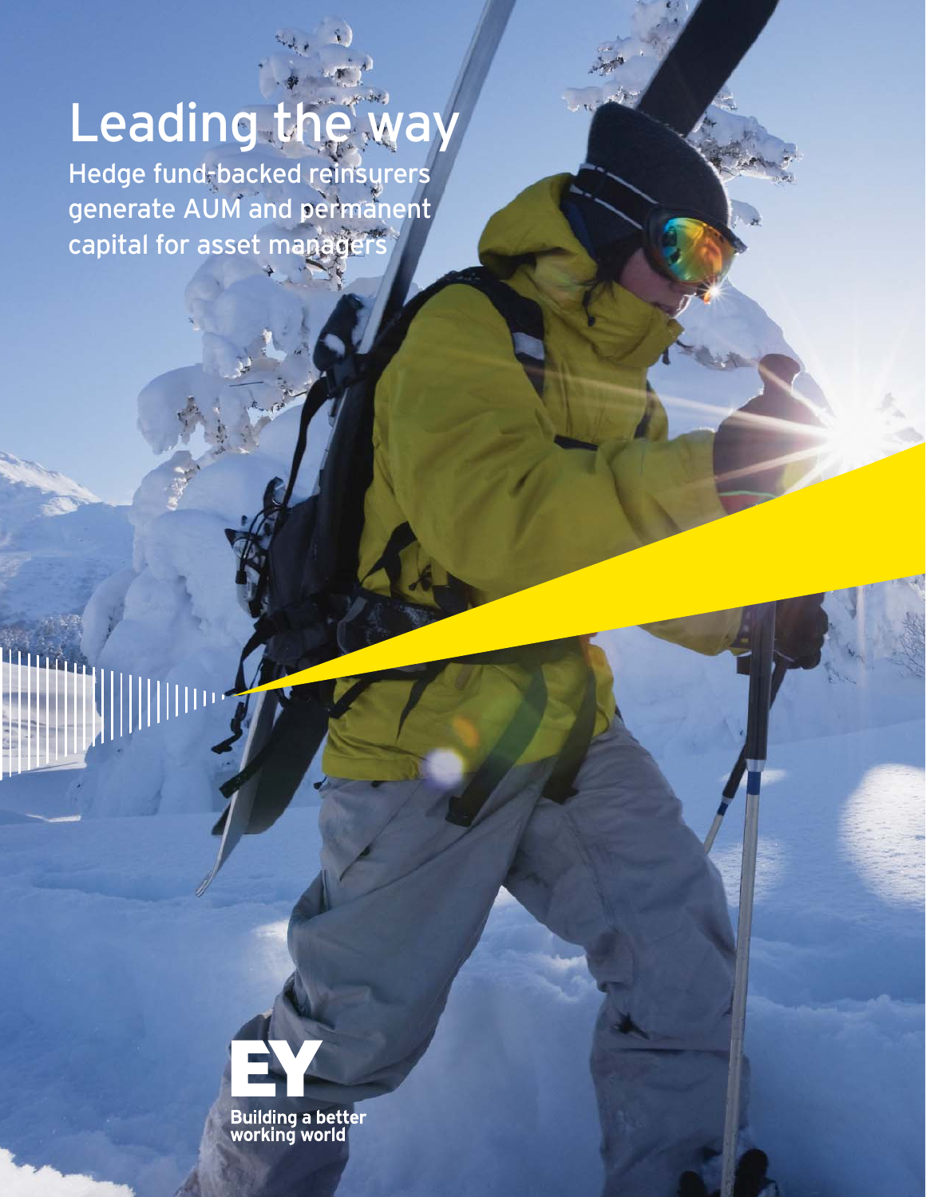# Leading the way

Hedge fund-backed reinsurers generate AUM and permanent capital for asset managers

EY

Building a better working world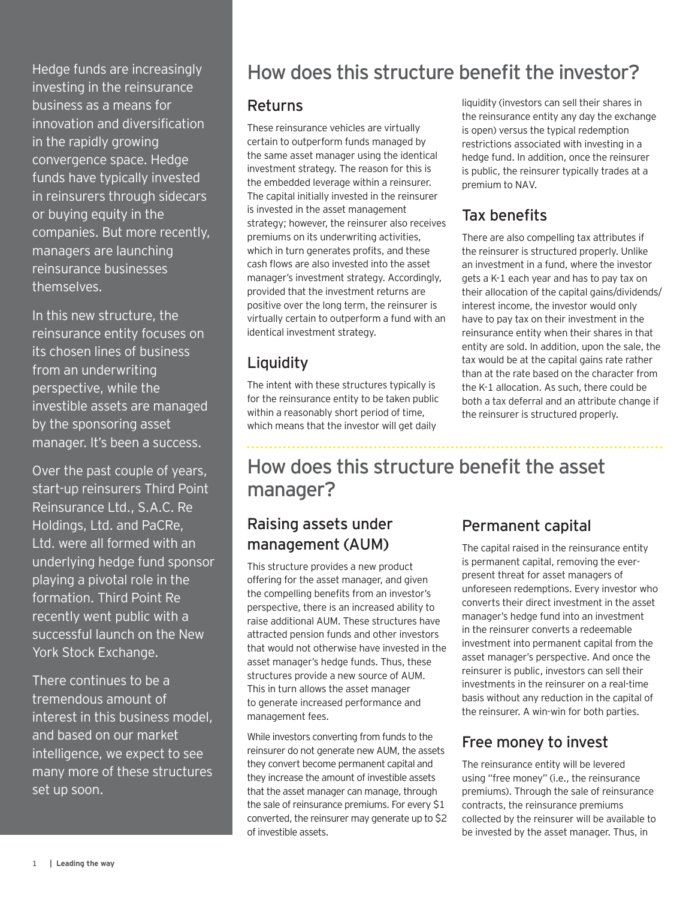Hedge funds are increasingly investing in the reinsurance business as a means for innovation and diversification in the rapidly growing convergence space. Hedge funds have typically invested in reinsurers through sidecars or buying equity in the companies. But more recently, managers are launching reinsurance businesses themselves.

In this new structure, the reinsurance entity focuses on its chosen lines of business from an underwriting perspective, while the investible assets are managed by the sponsoring asset manager. It's been a success.

Over the past couple of years, start-up reinsurers Third Point Reinsurance Ltd., S.A.C. Re Holdings, Ltd. and PaCRe, Ltd. were all formed with an underlying hedge fund sponsor playing a pivotal role in the formation. Third Point Re recently went public with a successful launch on the New York Stock Exchange.

There continues to be a tremendous amount of interest in this business model, and based on our market intelligence, we expect to see many more of these structures set up soon.

# How does this structure benefit the investor?

## Returns

These reinsurance vehicles are virtually certain to outperform funds managed by the same asset manager using the identical investment strategy. The reason for this is the embedded leverage within a reinsurer. The capital initially invested in the reinsurer is invested in the asset management strategy; however, the reinsurer also receives premiums on its underwriting activities, which in turn generates profits, and these cash flows are also invested into the asset manager's investment strategy. Accordingly, provided that the investment returns are positive over the long term, the reinsurer is virtually certain to outperform a fund with an identical investment strategy.

## Liquidity

The intent with these structures typically is for the reinsurance entity to be taken public within a reasonably short period of time, which means that the investor will get daily liquidity (investors can sell their shares in the reinsurance entity any day the exchange is open) versus the typical redemption restrictions associated with investing in a hedge fund. In addition, once the reinsurer is public, the reinsurer typically trades at a premium to NAV.

## Tax benefits

There are also compelling tax attributes if the reinsurer is structured properly. Unlike an investment in a fund, where the investor gets a K-1 each year and has to pay tax on their allocation of the capital gains/dividends/interest income, the investor would only have to pay tax on their investment in the reinsurance entity when their shares in that entity are sold. In addition, upon the sale, the tax would be at the capital gains rate rather than at the rate based on the character from the K-1 allocation. As such, there could be both a tax deferral and an attribute change if the reinsurer is structured properly.

# How does this structure benefit the asset manager?

## Raising assets under management (AUM)

This structure provides a new product offering for the asset manager, and given the compelling benefits from an investor's perspective, there is an increased ability to raise additional AUM. These structures have attracted pension funds and other investors that would not otherwise have invested in the asset manager's hedge funds. Thus, these structures provide a new source of AUM. This in turn allows the asset manager to generate increased performance and management fees.

While investors converting from funds to the reinsurer do not generate new AUM, the assets they convert become permanent capital and they increase the amount of investible assets that the asset manager can manage, through the sale of reinsurance premiums. For every $1 converted, the reinsurer may generate up to $2 of investible assets.

## Permanent capital

The capital raised in the reinsurance entity is permanent capital, removing the ever-present threat for asset managers of unforeseen redemptions. Every investor who converts their direct investment in the asset manager's hedge fund into an investment in the reinsurer converts a redeemable investment into permanent capital from the asset manager's perspective. And once the reinsurer is public, investors can sell their investments in the reinsurer on a real-time basis without any reduction in the capital of the reinsurer. A win-win for both parties.

## Free money to invest

The reinsurance entity will be levered using "free money" (i.e., the reinsurance premiums). Through the sale of reinsurance contracts, the reinsurance premiums collected by the reinsurer will be available to be invested by the asset manager. Thus, in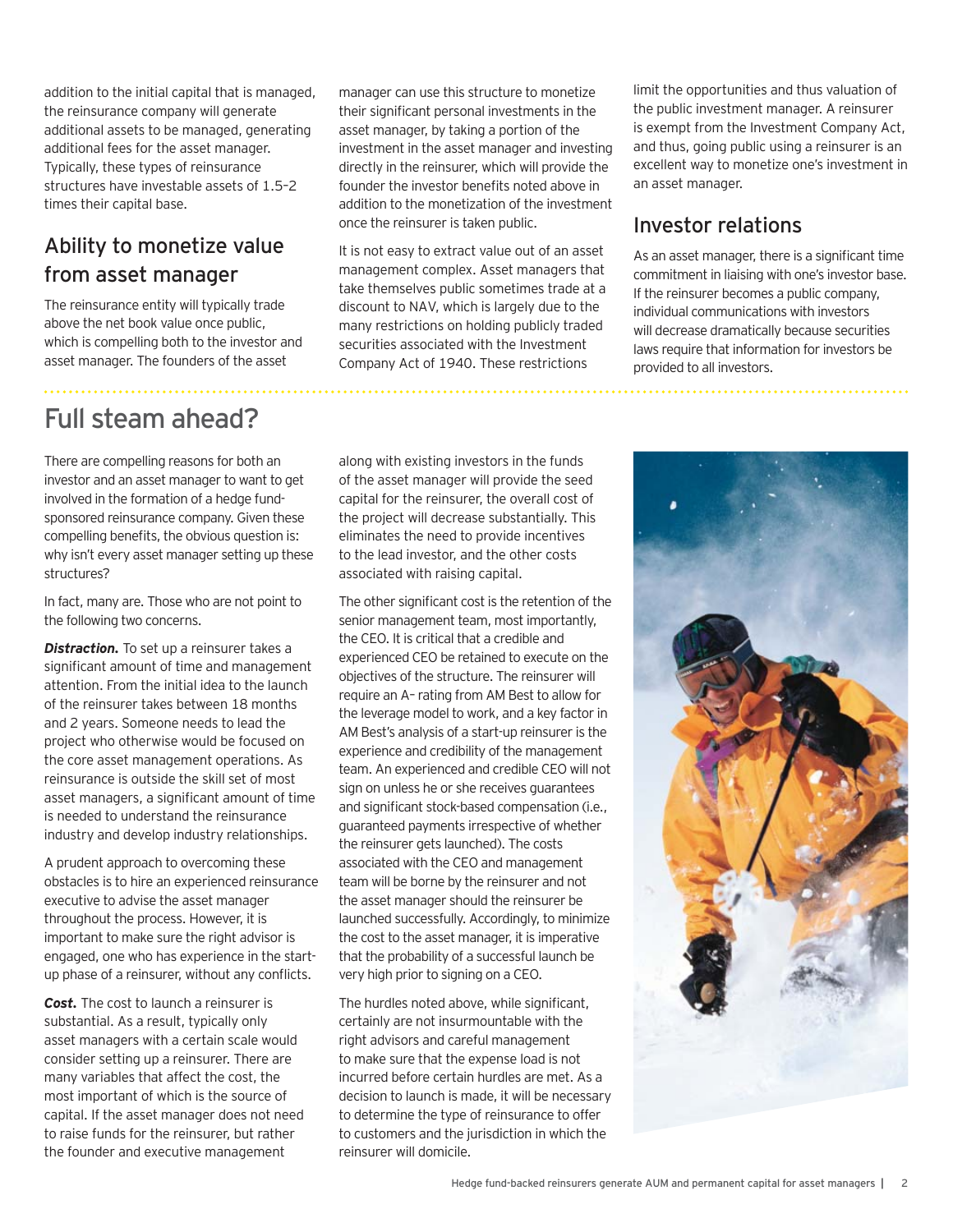addition to the initial capital that is managed, the reinsurance company will generate additional assets to be managed, generating additional fees for the asset manager. Typically, these types of reinsurance structures have investable assets of 1.5–2 times their capital base.

## Ability to monetize value from asset manager

The reinsurance entity will typically trade above the net book value once public, which is compelling both to the investor and asset manager. The founders of the asset manager can use this structure to monetize their significant personal investments in the asset manager, by taking a portion of the investment in the asset manager and investing directly in the reinsurer, which will provide the founder the investor benefits noted above in addition to the monetization of the investment once the reinsurer is taken public.

It is not easy to extract value out of an asset management complex. Asset managers that take themselves public sometimes trade at a discount to NAV, which is largely due to the many restrictions on holding publicly traded securities associated with the Investment Company Act of 1940. These restrictions limit the opportunities and thus valuation of the public investment manager. A reinsurer is exempt from the Investment Company Act, and thus, going public using a reinsurer is an excellent way to monetize one's investment in an asset manager.

## Investor relations

As an asset manager, there is a significant time commitment in liaising with one's investor base. If the reinsurer becomes a public company, individual communications with investors will decrease dramatically because securities laws require that information for investors be provided to all investors.

# Full steam ahead?

There are compelling reasons for both an investor and an asset manager to want to get involved in the formation of a hedge fund-sponsored reinsurance company. Given these compelling benefits, the obvious question is: why isn't every asset manager setting up these structures?

In fact, many are. Those who are not point to the following two concerns.

***Distraction.*** To set up a reinsurer takes a significant amount of time and management attention. From the initial idea to the launch of the reinsurer takes between 18 months and 2 years. Someone needs to lead the project who otherwise would be focused on the core asset management operations. As reinsurance is outside the skill set of most asset managers, a significant amount of time is needed to understand the reinsurance industry and develop industry relationships.

A prudent approach to overcoming these obstacles is to hire an experienced reinsurance executive to advise the asset manager throughout the process. However, it is important to make sure the right advisor is engaged, one who has experience in the start-up phase of a reinsurer, without any conflicts.

***Cost.*** The cost to launch a reinsurer is substantial. As a result, typically only asset managers with a certain scale would consider setting up a reinsurer. There are many variables that affect the cost, the most important of which is the source of capital. If the asset manager does not need to raise funds for the reinsurer, but rather the founder and executive management along with existing investors in the funds of the asset manager will provide the seed capital for the reinsurer, the overall cost of the project will decrease substantially. This eliminates the need to provide incentives to the lead investor, and the other costs associated with raising capital.

The other significant cost is the retention of the senior management team, most importantly, the CEO. It is critical that a credible and experienced CEO be retained to execute on the objectives of the structure. The reinsurer will require an A– rating from AM Best to allow for the leverage model to work, and a key factor in AM Best's analysis of a start-up reinsurer is the experience and credibility of the management team. An experienced and credible CEO will not sign on unless he or she receives guarantees and significant stock-based compensation (i.e., guaranteed payments irrespective of whether the reinsurer gets launched). The costs associated with the CEO and management team will be borne by the reinsurer and not the asset manager should the reinsurer be launched successfully. Accordingly, to minimize the cost to the asset manager, it is imperative that the probability of a successful launch be very high prior to signing on a CEO.

The hurdles noted above, while significant, certainly are not insurmountable with the right advisors and careful management to make sure that the expense load is not incurred before certain hurdles are met. As a decision to launch is made, it will be necessary to determine the type of reinsurance to offer to customers and the jurisdiction in which the reinsurer will domicile.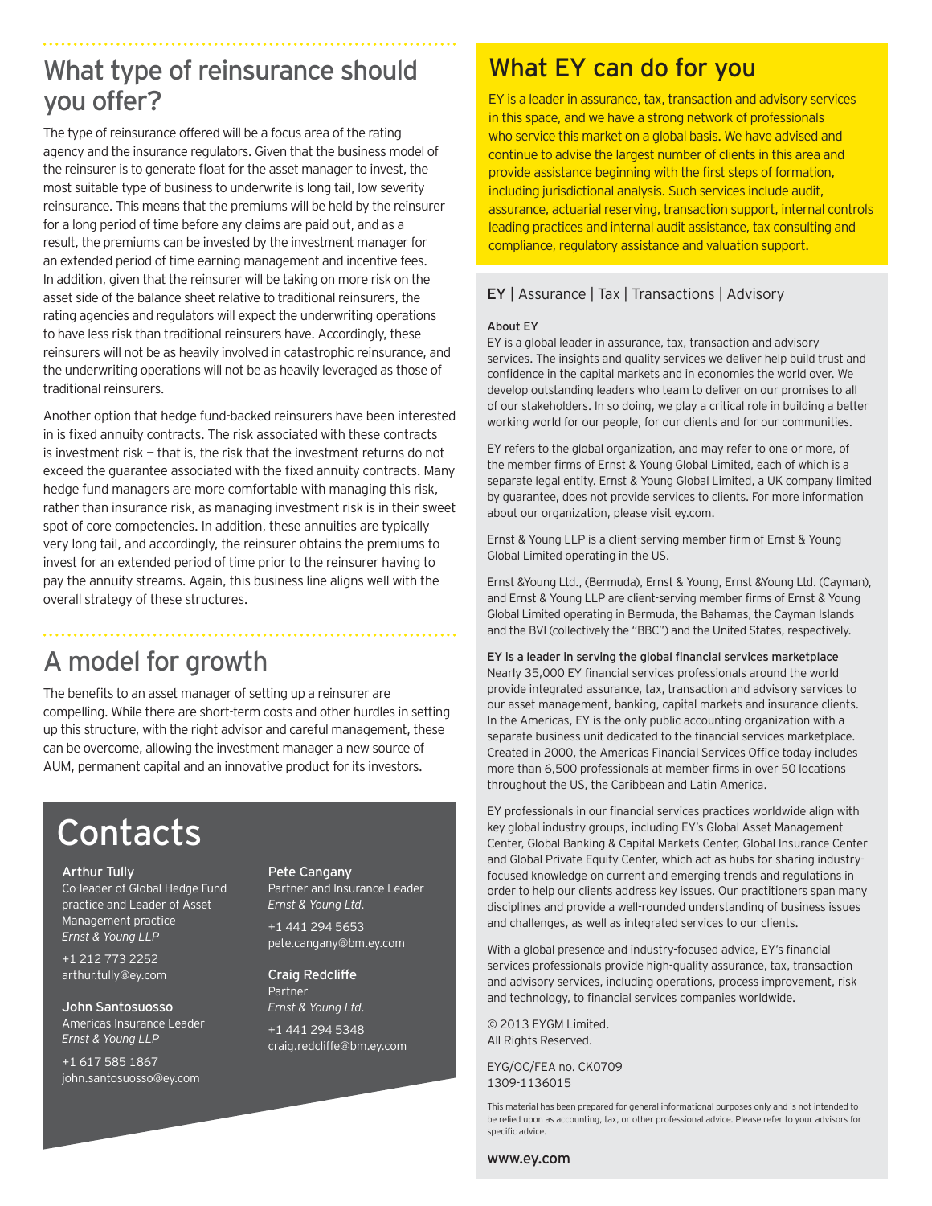## What type of reinsurance should you offer?

The type of reinsurance offered will be a focus area of the rating agency and the insurance regulators. Given that the business model of the reinsurer is to generate float for the asset manager to invest, the most suitable type of business to underwrite is long tail, low severity reinsurance. This means that the premiums will be held by the reinsurer for a long period of time before any claims are paid out, and as a result, the premiums can be invested by the investment manager for an extended period of time earning management and incentive fees. In addition, given that the reinsurer will be taking on more risk on the asset side of the balance sheet relative to traditional reinsurers, the rating agencies and regulators will expect the underwriting operations to have less risk than traditional reinsurers have. Accordingly, these reinsurers will not be as heavily involved in catastrophic reinsurance, and the underwriting operations will not be as heavily leveraged as those of traditional reinsurers.

Another option that hedge fund-backed reinsurers have been interested in is fixed annuity contracts. The risk associated with these contracts is investment risk — that is, the risk that the investment returns do not exceed the guarantee associated with the fixed annuity contracts. Many hedge fund managers are more comfortable with managing this risk, rather than insurance risk, as managing investment risk is in their sweet spot of core competencies. In addition, these annuities are typically very long tail, and accordingly, the reinsurer obtains the premiums to invest for an extended period of time prior to the reinsurer having to pay the annuity streams. Again, this business line aligns well with the overall strategy of these structures.

## A model for growth

The benefits to an asset manager of setting up a reinsurer are compelling. While there are short-term costs and other hurdles in setting up this structure, with the right advisor and careful management, these can be overcome, allowing the investment manager a new source of AUM, permanent capital and an innovative product for its investors.

# Contacts

**Arthur Tully**
Co-leader of Global Hedge Fund practice and Leader of Asset Management practice
*Ernst & Young LLP*

+1 212 773 2252
arthur.tully@ey.com

**John Santosuosso**
Americas Insurance Leader
*Ernst & Young LLP*

+1 617 585 1867
john.santosuosso@ey.com

**Pete Cangany**
Partner and Insurance Leader
*Ernst & Young Ltd.*

+1 441 294 5653
pete.cangany@bm.ey.com

**Craig Redcliffe**
Partner
*Ernst & Young Ltd.*

+1 441 294 5348
craig.redcliffe@bm.ey.com

## What EY can do for you

EY is a leader in assurance, tax, transaction and advisory services in this space, and we have a strong network of professionals who service this market on a global basis. We have advised and continue to advise the largest number of clients in this area and provide assistance beginning with the first steps of formation, including jurisdictional analysis. Such services include audit, assurance, actuarial reserving, transaction support, internal controls leading practices and internal audit assistance, tax consulting and compliance, regulatory assistance and valuation support.

EY | Assurance | Tax | Transactions | Advisory

**About EY**
EY is a global leader in assurance, tax, transaction and advisory services. The insights and quality services we deliver help build trust and confidence in the capital markets and in economies the world over. We develop outstanding leaders who team to deliver on our promises to all of our stakeholders. In so doing, we play a critical role in building a better working world for our people, for our clients and for our communities.

EY refers to the global organization, and may refer to one or more, of the member firms of Ernst & Young Global Limited, each of which is a separate legal entity. Ernst & Young Global Limited, a UK company limited by guarantee, does not provide services to clients. For more information about our organization, please visit ey.com.

Ernst & Young LLP is a client-serving member firm of Ernst & Young Global Limited operating in the US.

Ernst &Young Ltd., (Bermuda), Ernst & Young, Ernst &Young Ltd. (Cayman), and Ernst & Young LLP are client-serving member firms of Ernst & Young Global Limited operating in Bermuda, the Bahamas, the Cayman Islands and the BVI (collectively the "BBC") and the United States, respectively.

**EY is a leader in serving the global financial services marketplace**
Nearly 35,000 EY financial services professionals around the world provide integrated assurance, tax, transaction and advisory services to our asset management, banking, capital markets and insurance clients. In the Americas, EY is the only public accounting organization with a separate business unit dedicated to the financial services marketplace. Created in 2000, the Americas Financial Services Office today includes more than 6,500 professionals at member firms in over 50 locations throughout the US, the Caribbean and Latin America.

EY professionals in our financial services practices worldwide align with key global industry groups, including EY's Global Asset Management Center, Global Banking & Capital Markets Center, Global Insurance Center and Global Private Equity Center, which act as hubs for sharing industry-focused knowledge on current and emerging trends and regulations in order to help our clients address key issues. Our practitioners span many disciplines and provide a well-rounded understanding of business issues and challenges, as well as integrated services to our clients.

With a global presence and industry-focused advice, EY's financial services professionals provide high-quality assurance, tax, transaction and advisory services, including operations, process improvement, risk and technology, to financial services companies worldwide.

© 2013 EYGM Limited.
All Rights Reserved.

EYG/OC/FEA no. CK0709
1309-1136015

This material has been prepared for general informational purposes only and is not intended to be relied upon as accounting, tax, or other professional advice. Please refer to your advisors for specific advice.

**www.ey.com**